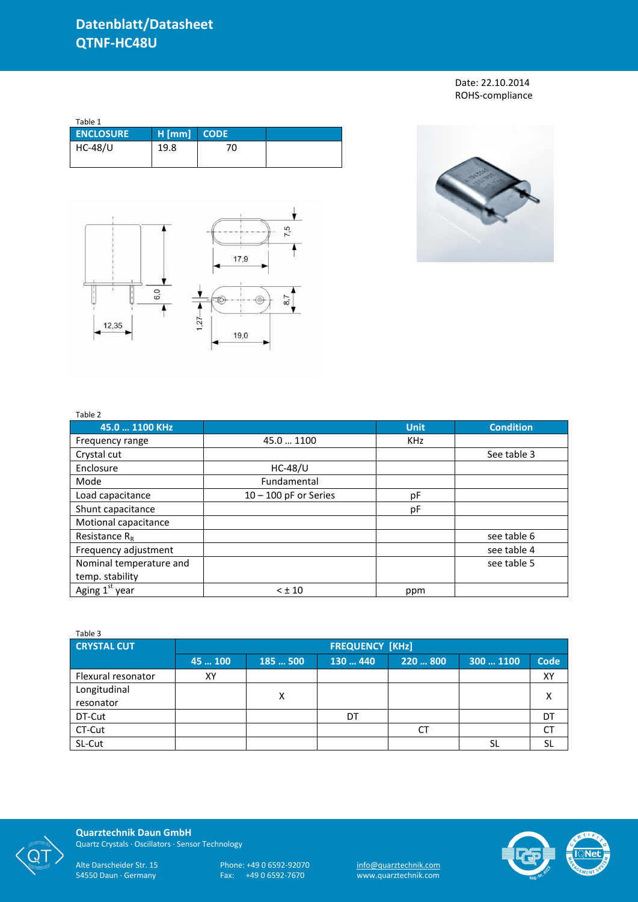# Datenblatt/Datasheet
# QTNF-HC48U

Date: 22.10.2014
ROHS-compliance

Table 1

| ENCLOSURE | H [mm] | CODE | |
|---|---|---|---|
| HC-48/U | 19.8 | 70 | |

Table 2

| 45.0 … 1100 KHz | | Unit | Condition |
|---|---|---|---|
| Frequency range | 45.0 … 1100 | KHz | |
| Crystal cut | | | See table 3 |
| Enclosure | HC-48/U | | |
| Mode | Fundamental | | |
| Load capacitance | 10 – 100 pF or Series | pF | |
| Shunt capacitance | | pF | |
| Motional capacitance | | | |
| Resistance $R_R$ | | | see table 6 |
| Frequency adjustment | | | see table 4 |
| Nominal temperature and temp. stability | | | see table 5 |
| Aging 1st year | < ± 10 | ppm | |

Table 3

| CRYSTAL CUT | FREQUENCY [KHz] | | | | | |
|---|---|---|---|---|---|---|
| | 45 … 100 | 185 … 500 | 130 … 440 | 220 … 800 | 300 … 1100 | Code |
| Flexural resonator | XY | | | | | XY |
| Longitudinal resonator | | X | | | | X |
| DT-Cut | | | DT | | | DT |
| CT-Cut | | | | CT | | CT |
| SL-Cut | | | | | SL | SL |

**Quarztechnik Daun GmbH**
Quartz Crystals · Oscillators · Sensor Technology

Alte Darscheider Str. 15
54550 Daun · Germany

Phone: +49 0 6592-92070
Fax: +49 0 6592-7670

info@quarztechnik.com
www.quarztechnik.com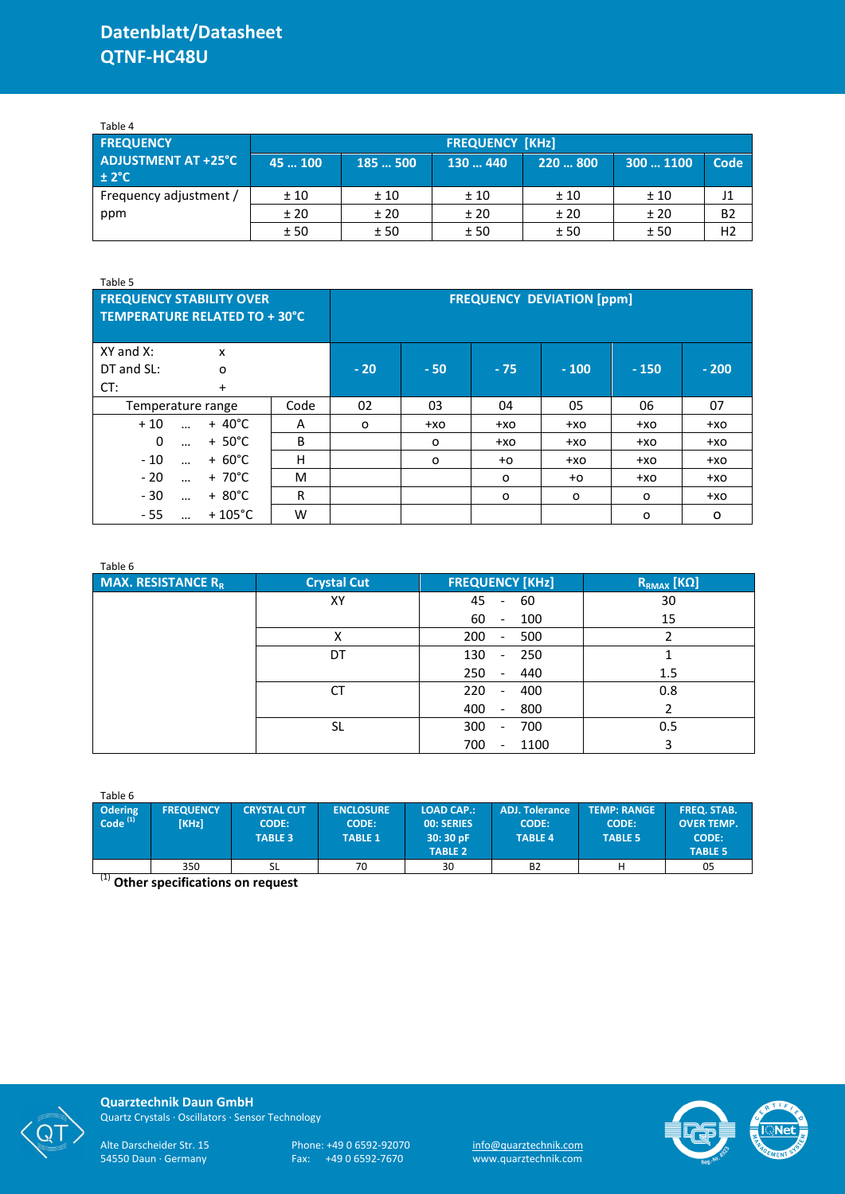Table 4

| FREQUENCY ADJUSTMENT AT +25°C ± 2°C | FREQUENCY [KHz] | | | | | |
|---|---|---|---|---|---|---|
| | 45 … 100 | 185 … 500 | 130 … 440 | 220 … 800 | 300 … 1100 | Code |
| Frequency adjustment / ppm | ± 10 | ± 10 | ± 10 | ± 10 | ± 10 | J1 |
| | ± 20 | ± 20 | ± 20 | ± 20 | ± 20 | B2 |
| | ± 50 | ± 50 | ± 50 | ± 50 | ± 50 | H2 |

Table 5

| FREQUENCY STABILITY OVER TEMPERATURE RELATED TO + 30°C | | FREQUENCY DEVIATION [ppm] | | | | | |
|---|---|---|---|---|---|---|---|
| XY and X: x<br>DT and SL: o<br>CT: + | | - 20 | - 50 | - 75 | - 100 | - 150 | - 200 |
| Temperature range | Code | 02 | 03 | 04 | 05 | 06 | 07 |
| + 10 … + 40°C | A | o | +xo | +xo | +xo | +xo | +xo |
| 0 … + 50°C | B | | o | +xo | +xo | +xo | +xo |
| - 10 … + 60°C | H | | o | +o | +xo | +xo | +xo |
| - 20 … + 70°C | M | | | o | +o | +xo | +xo |
| - 30 … + 80°C | R | | | o | o | o | +xo |
| - 55 … + 105°C | W | | | | | o | o |

Table 6

| MAX. RESISTANCE $R_R$ | Crystal Cut | FREQUENCY [KHz] | $R_{RMAX}$ [KΩ] |
|---|---|---|---|
| | XY | 45 - 60 | 30 |
| | | 60 - 100 | 15 |
| | X | 200 - 500 | 2 |
| | DT | 130 - 250 | 1 |
| | | 250 - 440 | 1.5 |
| | CT | 220 - 400 | 0.8 |
| | | 400 - 800 | 2 |
| | SL | 300 - 700 | 0.5 |
| | | 700 - 1100 | 3 |

Table 6

| Odering Code [(1)] | FREQUENCY [KHz] | CRYSTAL CUT CODE: TABLE 3 | ENCLOSURE CODE: TABLE 1 | LOAD CAP.: 00: SERIES 30: 30 pF TABLE 2 | ADJ. Tolerance CODE: TABLE 4 | TEMP: RANGE CODE: TABLE 5 | FREQ. STAB. OVER TEMP. CODE: TABLE 5 |
|---|---|---|---|---|---|---|---|
| | 350 | SL | 70 | 30 | B2 | H | 05 |

[(1)] **Other specifications on request**

**Quarztechnik Daun GmbH**
Quartz Crystals · Oscillators · Sensor Technology

Alte Darscheider Str. 15
54550 Daun · Germany

Phone: +49 0 6592-92070
Fax: +49 0 6592-7670

info@quarztechnik.com
www.quarztechnik.com